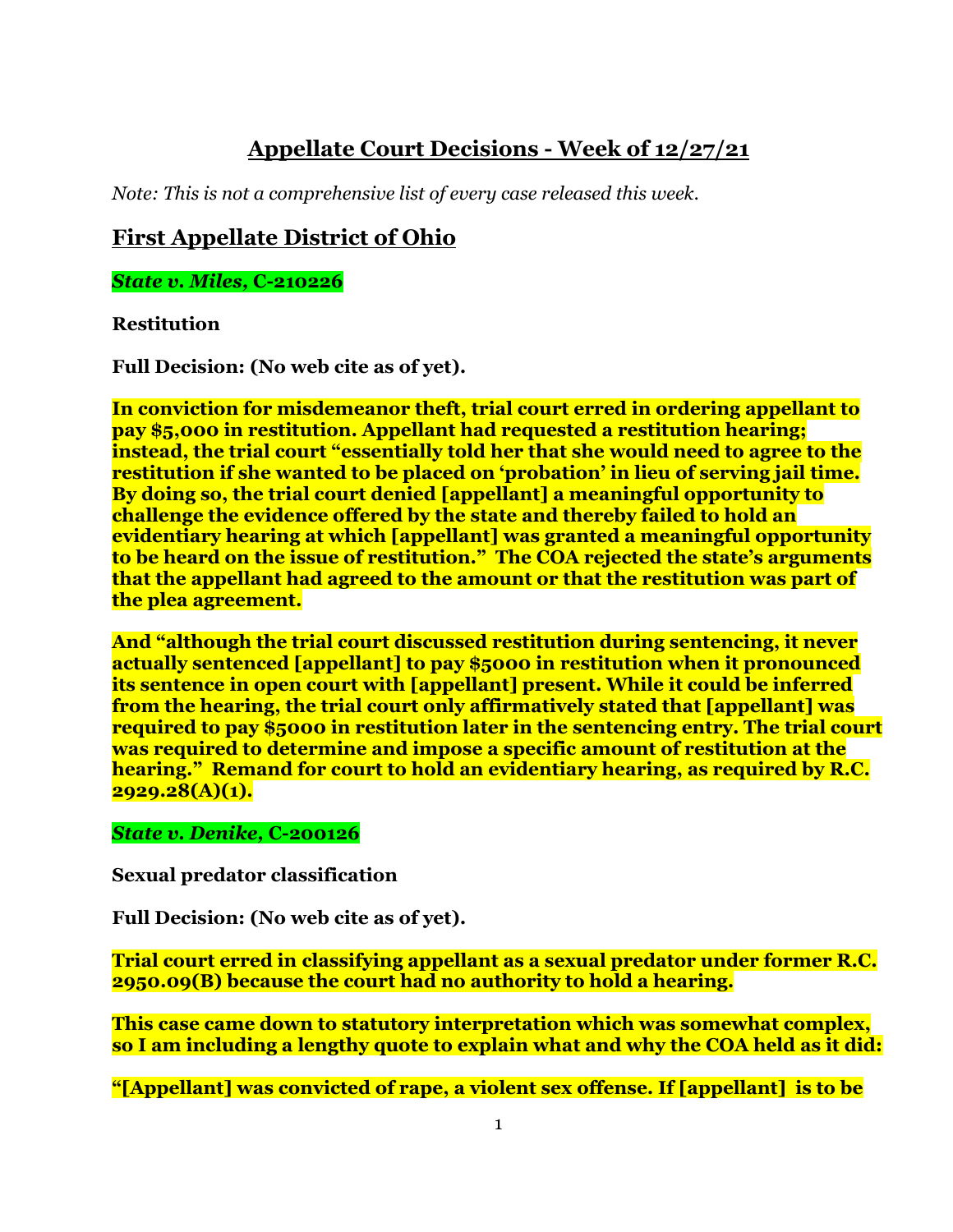# Appellate Court Decisions - Week of 12/27/21

*Note: This is not a comprehensive list of every case released this week.*

## First Appellate District of Ohio

***State v. Miles*, C-210226**

**Restitution**

**Full Decision: (No web cite as of yet).**

**In conviction for misdemeanor theft, trial court erred in ordering appellant to pay $5,000 in restitution. Appellant had requested a restitution hearing; instead, the trial court "essentially told her that she would need to agree to the restitution if she wanted to be placed on 'probation' in lieu of serving jail time. By doing so, the trial court denied [appellant] a meaningful opportunity to challenge the evidence offered by the state and thereby failed to hold an evidentiary hearing at which [appellant] was granted a meaningful opportunity to be heard on the issue of restitution." The COA rejected the state's arguments that the appellant had agreed to the amount or that the restitution was part of the plea agreement.**

**And "although the trial court discussed restitution during sentencing, it never actually sentenced [appellant] to pay $5000 in restitution when it pronounced its sentence in open court with [appellant] present. While it could be inferred from the hearing, the trial court only affirmatively stated that [appellant] was required to pay $5000 in restitution later in the sentencing entry. The trial court was required to determine and impose a specific amount of restitution at the hearing." Remand for court to hold an evidentiary hearing, as required by R.C. 2929.28(A)(1).**

***State v. Denike*, C-200126**

**Sexual predator classification**

**Full Decision: (No web cite as of yet).**

**Trial court erred in classifying appellant as a sexual predator under former R.C. 2950.09(B) because the court had no authority to hold a hearing.**

**This case came down to statutory interpretation which was somewhat complex, so I am including a lengthy quote to explain what and why the COA held as it did:**

**"[Appellant] was convicted of rape, a violent sex offense. If [appellant] is to be**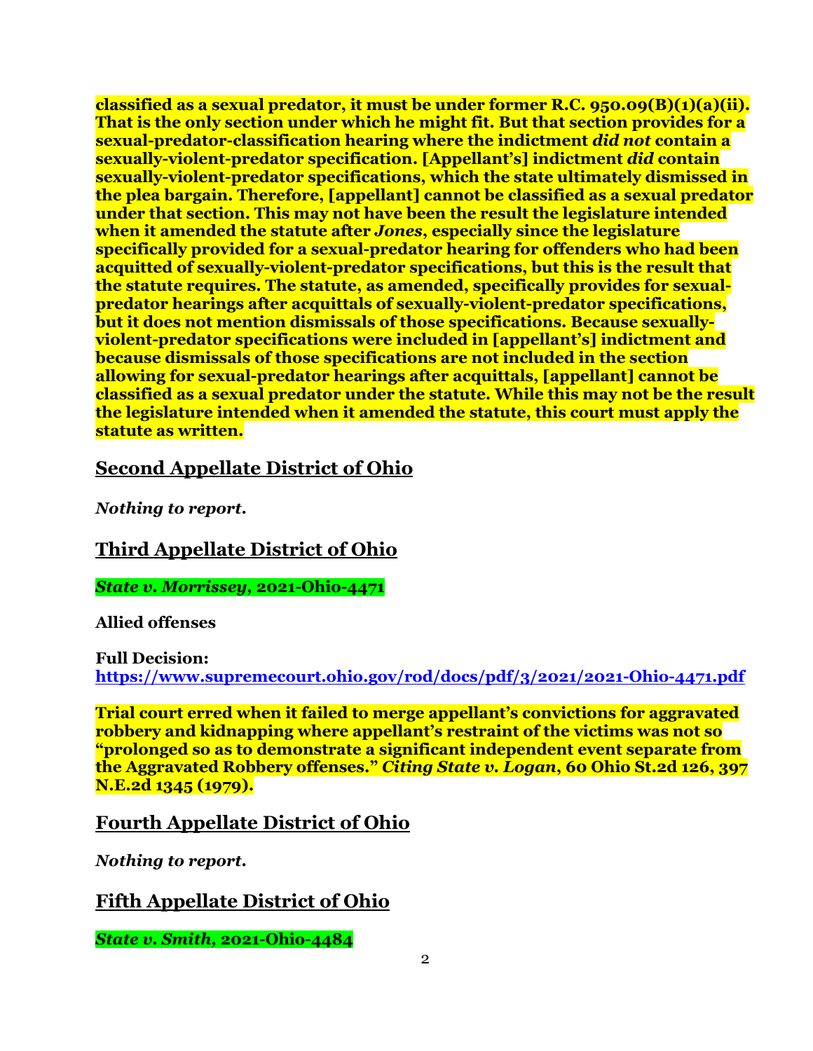**classified as a sexual predator, it must be under former R.C. 950.09(B)(1)(a)(ii). That is the only section under which he might fit. But that section provides for a sexual-predator-classification hearing where the indictment *did not* contain a sexually-violent-predator specification. [Appellant's] indictment *did* contain sexually-violent-predator specifications, which the state ultimately dismissed in the plea bargain. Therefore, [appellant] cannot be classified as a sexual predator under that section. This may not have been the result the legislature intended when it amended the statute after *Jones*, especially since the legislature specifically provided for a sexual-predator hearing for offenders who had been acquitted of sexually-violent-predator specifications, but this is the result that the statute requires. The statute, as amended, specifically provides for sexual-predator hearings after acquittals of sexually-violent-predator specifications, but it does not mention dismissals of those specifications. Because sexually-violent-predator specifications were included in [appellant's] indictment and because dismissals of those specifications are not included in the section allowing for sexual-predator hearings after acquittals, [appellant] cannot be classified as a sexual predator under the statute. While this may not be the result the legislature intended when it amended the statute, this court must apply the statute as written.**

## Second Appellate District of Ohio

***Nothing to report.***

## Third Appellate District of Ohio

***State v. Morrissey*, 2021-Ohio-4471**

**Allied offenses**

**Full Decision:**
**https://www.supremecourt.ohio.gov/rod/docs/pdf/3/2021/2021-Ohio-4471.pdf**

**Trial court erred when it failed to merge appellant's convictions for aggravated robbery and kidnapping where appellant's restraint of the victims was not so "prolonged so as to demonstrate a significant independent event separate from the Aggravated Robbery offenses."** ***Citing State v. Logan*, 60 Ohio St.2d 126, 397 N.E.2d 1345 (1979).**

## Fourth Appellate District of Ohio

***Nothing to report.***

## Fifth Appellate District of Ohio

***State v. Smith*, 2021-Ohio-4484**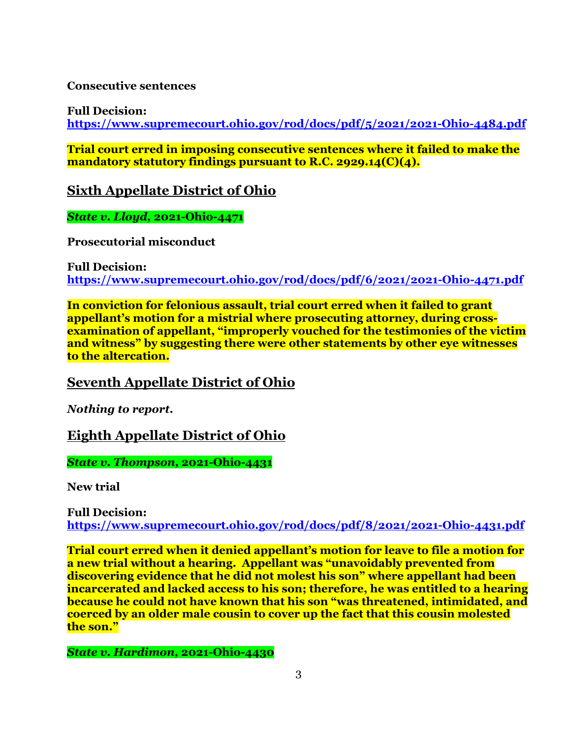**Consecutive sentences**

**Full Decision:**
**https://www.supremecourt.ohio.gov/rod/docs/pdf/5/2021/2021-Ohio-4484.pdf**

**Trial court erred in imposing consecutive sentences where it failed to make the mandatory statutory findings pursuant to R.C. 2929.14(C)(4).**

## Sixth Appellate District of Ohio

***State v. Lloyd*, 2021-Ohio-4471**

**Prosecutorial misconduct**

**Full Decision:**
**https://www.supremecourt.ohio.gov/rod/docs/pdf/6/2021/2021-Ohio-4471.pdf**

**In conviction for felonious assault, trial court erred when it failed to grant appellant's motion for a mistrial where prosecuting attorney, during cross-examination of appellant, "improperly vouched for the testimonies of the victim and witness" by suggesting there were other statements by other eye witnesses to the altercation.**

## Seventh Appellate District of Ohio

***Nothing to report.***

## Eighth Appellate District of Ohio

***State v. Thompson*, 2021-Ohio-4431**

**New trial**

**Full Decision:**
**https://www.supremecourt.ohio.gov/rod/docs/pdf/8/2021/2021-Ohio-4431.pdf**

**Trial court erred when it denied appellant's motion for leave to file a motion for a new trial without a hearing. Appellant was "unavoidably prevented from discovering evidence that he did not molest his son" where appellant had been incarcerated and lacked access to his son; therefore, he was entitled to a hearing because he could not have known that his son "was threatened, intimidated, and coerced by an older male cousin to cover up the fact that this cousin molested the son."**

***State v. Hardimon*, 2021-Ohio-4430**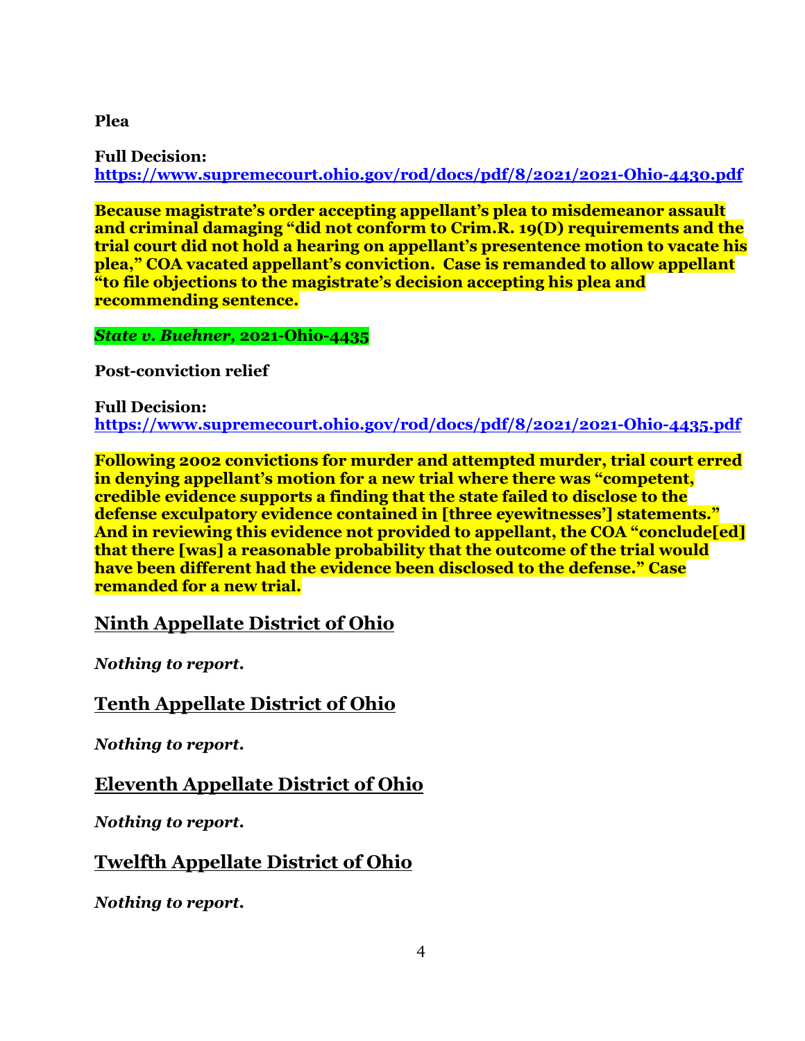**Plea**

**Full Decision:**
**https://www.supremecourt.ohio.gov/rod/docs/pdf/8/2021/2021-Ohio-4430.pdf**

**Because magistrate's order accepting appellant's plea to misdemeanor assault and criminal damaging "did not conform to Crim.R. 19(D) requirements and the trial court did not hold a hearing on appellant's presentence motion to vacate his plea," COA vacated appellant's conviction. Case is remanded to allow appellant "to file objections to the magistrate's decision accepting his plea and recommending sentence.**

***State v. Buehner*, 2021-Ohio-4435**

**Post-conviction relief**

**Full Decision:**
**https://www.supremecourt.ohio.gov/rod/docs/pdf/8/2021/2021-Ohio-4435.pdf**

**Following 2002 convictions for murder and attempted murder, trial court erred in denying appellant's motion for a new trial where there was "competent, credible evidence supports a finding that the state failed to disclose to the defense exculpatory evidence contained in [three eyewitnesses'] statements." And in reviewing this evidence not provided to appellant, the COA "conclude[ed] that there [was] a reasonable probability that the outcome of the trial would have been different had the evidence been disclosed to the defense." Case remanded for a new trial.**

## Ninth Appellate District of Ohio

***Nothing to report.***

## Tenth Appellate District of Ohio

***Nothing to report.***

## Eleventh Appellate District of Ohio

***Nothing to report.***

## Twelfth Appellate District of Ohio

***Nothing to report.***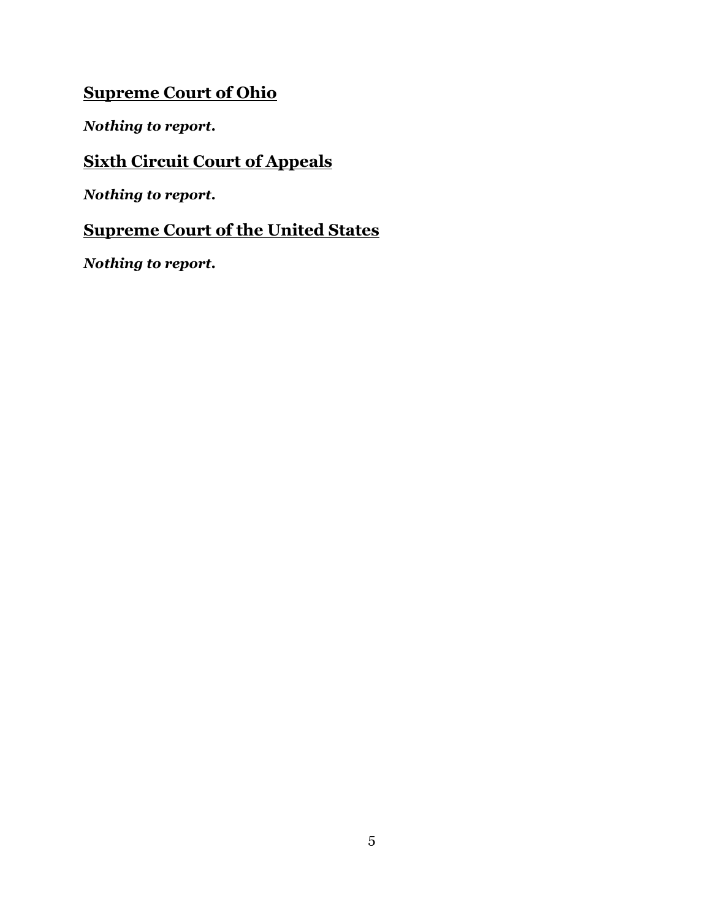## Supreme Court of Ohio

***Nothing to report.***

## Sixth Circuit Court of Appeals

***Nothing to report.***

## Supreme Court of the United States

***Nothing to report.***